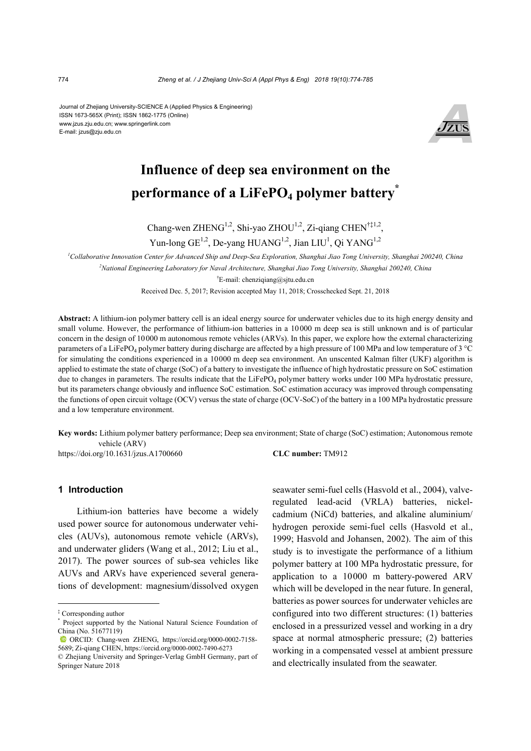Journal of Zhejiang University-SCIENCE A (Applied Physics & Engineering)
ISSN 1673-565X (Print); ISSN 1862-1775 (Online)
www.jzus.zju.edu.cn; www.springerlink.com
E-mail: jzus@zju.edu.cn

# Influence of deep sea environment on the performance of a $LiFePO_4$ polymer battery*

Chang-wen ZHENG[1,2], Shi-yao ZHOU[1,2], Zi-qiang CHEN[†‡1,2], Yun-long GE[1,2], De-yang HUANG[1,2], Jian LIU[1], Qi YANG[1,2]

[1]*Collaborative Innovation Center for Advanced Ship and Deep-Sea Exploration, Shanghai Jiao Tong University, Shanghai 200240, China*

[2]*National Engineering Laboratory for Naval Architecture, Shanghai Jiao Tong University, Shanghai 200240, China*

[†]E-mail: chenziqiang@sjtu.edu.cn

Received Dec. 5, 2017; Revision accepted May 11, 2018; Crosschecked Sept. 21, 2018

**Abstract:** A lithium-ion polymer battery cell is an ideal energy source for underwater vehicles due to its high energy density and small volume. However, the performance of lithium-ion batteries in a 10000 m deep sea is still unknown and is of particular concern in the design of 10000 m autonomous remote vehicles (ARVs). In this paper, we explore how the external characterizing parameters of a $LiFePO_4$ polymer battery during discharge are affected by a high pressure of 100 MPa and low temperature of 3 °C for simulating the conditions experienced in a 10000 m deep sea environment. An unscented Kalman filter (UKF) algorithm is applied to estimate the state of charge (SoC) of a battery to investigate the influence of high hydrostatic pressure on SoC estimation due to changes in parameters. The results indicate that the $LiFePO_4$ polymer battery works under 100 MPa hydrostatic pressure, but its parameters change obviously and influence SoC estimation. SoC estimation accuracy was improved through compensating the functions of open circuit voltage (OCV) versus the state of charge (OCV-SoC) of the battery in a 100 MPa hydrostatic pressure and a low temperature environment.

**Key words:** Lithium polymer battery performance; Deep sea environment; State of charge (SoC) estimation; Autonomous remote vehicle (ARV)

https://doi.org/10.1631/jzus.A1700660 **CLC number:** TM912

## 1 Introduction

Lithium-ion batteries have become a widely used power source for autonomous underwater vehicles (AUVs), autonomous remote vehicle (ARVs), and underwater gliders (Wang et al., 2012; Liu et al., 2017). The power sources of sub-sea vehicles like AUVs and ARVs have experienced several generations of development: magnesium/dissolved oxygen seawater semi-fuel cells (Hasvold et al., 2004), valve-regulated lead-acid (VRLA) batteries, nickel-cadmium (NiCd) batteries, and alkaline aluminium/hydrogen peroxide semi-fuel cells (Hasvold et al., 1999; Hasvold and Johansen, 2002). The aim of this study is to investigate the performance of a lithium polymer battery at 100 MPa hydrostatic pressure, for application to a 10000 m battery-powered ARV which will be developed in the near future. In general, batteries as power sources for underwater vehicles are configured into two different structures: (1) batteries enclosed in a pressurized vessel and working in a dry space at normal atmospheric pressure; (2) batteries working in a compensated vessel at ambient pressure and electrically insulated from the seawater.

---

‡ Corresponding author

\* Project supported by the National Natural Science Foundation of China (No. 51677119)

ORCID: Chang-wen ZHENG, https://orcid.org/0000-0002-7158-5689; Zi-qiang CHEN, https://orcid.org/0000-0002-7490-6273

© Zhejiang University and Springer-Verlag GmbH Germany, part of Springer Nature 2018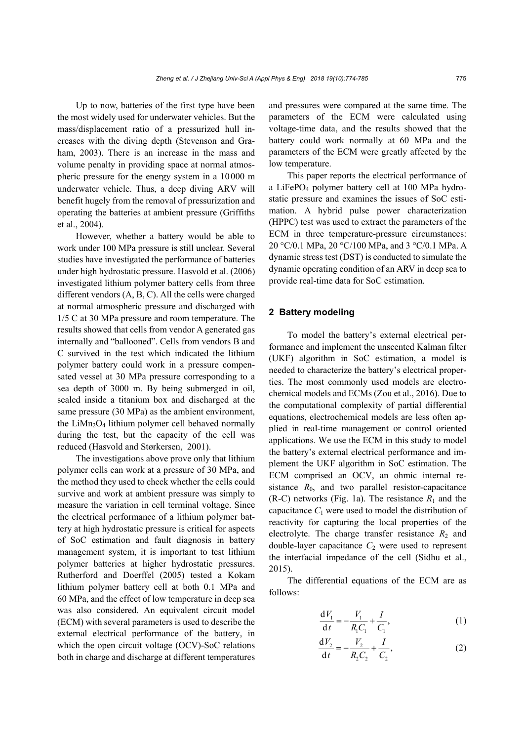Up to now, batteries of the first type have been the most widely used for underwater vehicles. But the mass/displacement ratio of a pressurized hull increases with the diving depth (Stevenson and Graham, 2003). There is an increase in the mass and volume penalty in providing space at normal atmospheric pressure for the energy system in a 10 000 m underwater vehicle. Thus, a deep diving ARV will benefit hugely from the removal of pressurization and operating the batteries at ambient pressure (Griffiths et al., 2004).

However, whether a battery would be able to work under 100 MPa pressure is still unclear. Several studies have investigated the performance of batteries under high hydrostatic pressure. Hasvold et al. (2006) investigated lithium polymer battery cells from three different vendors (A, B, C). All the cells were charged at normal atmospheric pressure and discharged with 1/5 C at 30 MPa pressure and room temperature. The results showed that cells from vendor A generated gas internally and "ballooned". Cells from vendors B and C survived in the test which indicated the lithium polymer battery could work in a pressure compensated vessel at 30 MPa pressure corresponding to a sea depth of 3000 m. By being submerged in oil, sealed inside a titanium box and discharged at the same pressure (30 MPa) as the ambient environment, the $LiMn_2O_4$ lithium polymer cell behaved normally during the test, but the capacity of the cell was reduced (Hasvold and Størkersen, 2001).

The investigations above prove only that lithium polymer cells can work at a pressure of 30 MPa, and the method they used to check whether the cells could survive and work at ambient pressure was simply to measure the variation in cell terminal voltage. Since the electrical performance of a lithium polymer battery at high hydrostatic pressure is critical for aspects of SoC estimation and fault diagnosis in battery management system, it is important to test lithium polymer batteries at higher hydrostatic pressures. Rutherford and Doerffel (2005) tested a Kokam lithium polymer battery cell at both 0.1 MPa and 60 MPa, and the effect of low temperature in deep sea was also considered. An equivalent circuit model (ECM) with several parameters is used to describe the external electrical performance of the battery, in which the open circuit voltage (OCV)-SoC relations both in charge and discharge at different temperatures and pressures were compared at the same time. The parameters of the ECM were calculated using voltage-time data, and the results showed that the battery could work normally at 60 MPa and the parameters of the ECM were greatly affected by the low temperature.

This paper reports the electrical performance of a $LiFePO_4$ polymer battery cell at 100 MPa hydrostatic pressure and examines the issues of SoC estimation. A hybrid pulse power characterization (HPPC) test was used to extract the parameters of the ECM in three temperature-pressure circumstances: 20 °C/0.1 MPa, 20 °C/100 MPa, and 3 °C/0.1 MPa. A dynamic stress test (DST) is conducted to simulate the dynamic operating condition of an ARV in deep sea to provide real-time data for SoC estimation.

## 2 Battery modeling

To model the battery's external electrical performance and implement the unscented Kalman filter (UKF) algorithm in SoC estimation, a model is needed to characterize the battery's electrical properties. The most commonly used models are electrochemical models and ECMs (Zou et al., 2016). Due to the computational complexity of partial differential equations, electrochemical models are less often applied in real-time management or control oriented applications. We use the ECM in this study to model the battery's external electrical performance and implement the UKF algorithm in SoC estimation. The ECM comprised an OCV, an ohmic internal resistance $R_0$, and two parallel resistor-capacitance (R-C) networks (Fig. 1a). The resistance $R_1$ and the capacitance $C_1$ were used to model the distribution of reactivity for capturing the local properties of the electrolyte. The charge transfer resistance $R_2$ and double-layer capacitance $C_2$ were used to represent the interfacial impedance of the cell (Sidhu et al., 2015).

The differential equations of the ECM are as follows:

$$\frac{\mathrm{d}V_1}{\mathrm{d}t} = -\frac{V_1}{R_1 C_1} + \frac{I}{C_1}, \tag{1}$$

$$\frac{\mathrm{d}V_2}{\mathrm{d}t} = -\frac{V_2}{R_2 C_2} + \frac{I}{C_2}, \tag{2}$$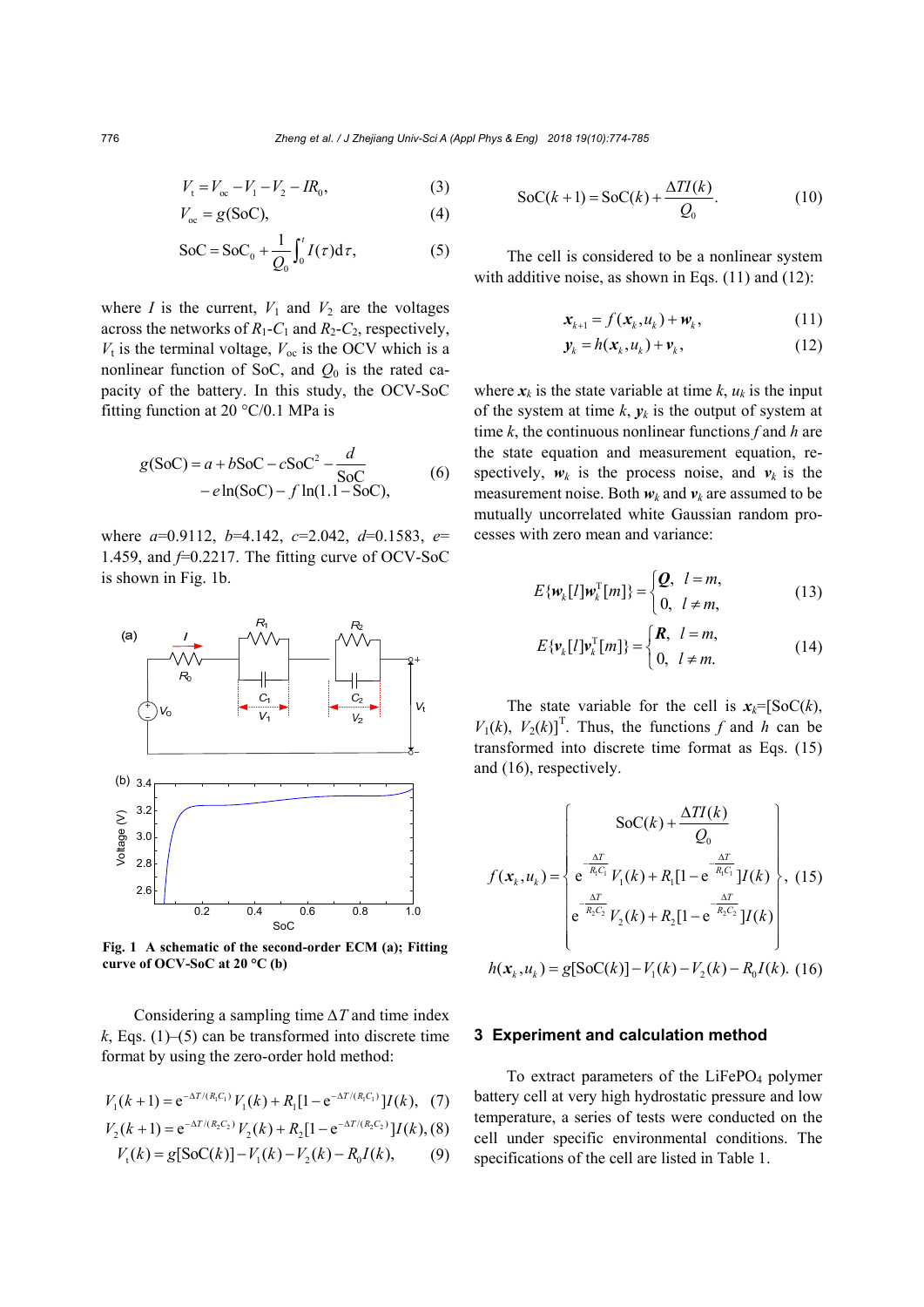$$V_t = V_{oc} - V_1 - V_2 - IR_0, \tag{3}$$

$$V_{oc} = g(\text{SoC}), \tag{4}$$

$$\text{SoC} = \text{SoC}_0 + \frac{1}{Q_0}\int_0^t I(\tau)\mathrm{d}\tau, \tag{5}$$

where $I$ is the current, $V_1$ and $V_2$ are the voltages across the networks of $R_1$-$C_1$ and $R_2$-$C_2$, respectively, $V_t$ is the terminal voltage, $V_{oc}$ is the OCV which is a nonlinear function of SoC, and $Q_0$ is the rated capacity of the battery. In this study, the OCV-SoC fitting function at 20 °C/0.1 MPa is

$$g(\text{SoC}) = a + b\text{SoC} - c\text{SoC}^2 - \frac{d}{\text{SoC}} - e\ln(\text{SoC}) - f\ln(1.1 - \text{SoC}), \tag{6}$$

where $a$=0.9112, $b$=4.142, $c$=2.042, $d$=0.1583, $e$=1.459, and $f$=0.2217. The fitting curve of OCV-SoC is shown in Fig. 1b.

**Fig. 1 A schematic of the second-order ECM (a); Fitting curve of OCV-SoC at 20 °C (b)**

Considering a sampling time $\Delta T$ and time index $k$, Eqs. (1)–(5) can be transformed into discrete time format by using the zero-order hold method:

$$V_1(k+1) = \mathrm{e}^{-\Delta T/(R_1C_1)}V_1(k) + R_1[1 - \mathrm{e}^{-\Delta T/(R_1C_1)}]I(k), \tag{7}$$

$$V_2(k+1) = \mathrm{e}^{-\Delta T/(R_2C_2)}V_2(k) + R_2[1 - \mathrm{e}^{-\Delta T/(R_2C_2)}]I(k), \tag{8}$$

$$V_t(k) = g[\text{SoC}(k)] - V_1(k) - V_2(k) - R_0I(k), \tag{9}$$

$$\text{SoC}(k+1) = \text{SoC}(k) + \frac{\Delta TI(k)}{Q_0}. \tag{10}$$

The cell is considered to be a nonlinear system with additive noise, as shown in Eqs. (11) and (12):

$$\boldsymbol{x}_{k+1} = f(\boldsymbol{x}_k, u_k) + \boldsymbol{w}_k, \tag{11}$$

$$\boldsymbol{y}_k = h(\boldsymbol{x}_k, u_k) + \boldsymbol{v}_k, \tag{12}$$

where $\boldsymbol{x}_k$ is the state variable at time $k$, $u_k$ is the input of the system at time $k$, $\boldsymbol{y}_k$ is the output of system at time $k$, the continuous nonlinear functions $f$ and $h$ are the state equation and measurement equation, respectively, $\boldsymbol{w}_k$ is the process noise, and $\boldsymbol{v}_k$ is the measurement noise. Both $\boldsymbol{w}_k$ and $\boldsymbol{v}_k$ are assumed to be mutually uncorrelated white Gaussian random processes with zero mean and variance:

$$E\{\boldsymbol{w}_k[l]\boldsymbol{w}_k^{\mathrm{T}}[m]\} = \begin{cases} \boldsymbol{Q}, & l = m, \\ 0, & l \neq m, \end{cases} \tag{13}$$

$$E\{\boldsymbol{v}_k[l]\boldsymbol{v}_k^{\mathrm{T}}[m]\} = \begin{cases} \boldsymbol{R}, & l = m, \\ 0, & l \neq m. \end{cases} \tag{14}$$

The state variable for the cell is $\boldsymbol{x}_k$=[SoC($k$), $V_1(k)$, $V_2(k)]^{\mathrm{T}}$. Thus, the functions $f$ and $h$ can be transformed into discrete time format as Eqs. (15) and (16), respectively.

$$f(\boldsymbol{x}_k, u_k) = \begin{Bmatrix} \text{SoC}(k) + \dfrac{\Delta TI(k)}{Q_0} \\ \mathrm{e}^{-\frac{\Delta T}{R_1C_1}}V_1(k) + R_1[1 - \mathrm{e}^{-\frac{\Delta T}{R_1C_1}}]I(k) \\ \mathrm{e}^{-\frac{\Delta T}{R_2C_2}}V_2(k) + R_2[1 - \mathrm{e}^{-\frac{\Delta T}{R_2C_2}}]I(k) \end{Bmatrix}, \tag{15}$$

$$h(\boldsymbol{x}_k, u_k) = g[\text{SoC}(k)] - V_1(k) - V_2(k) - R_0I(k). \tag{16}$$

## 3 Experiment and calculation method

To extract parameters of the $LiFePO_4$ polymer battery cell at very high hydrostatic pressure and low temperature, a series of tests were conducted on the cell under specific environmental conditions. The specifications of the cell are listed in Table 1.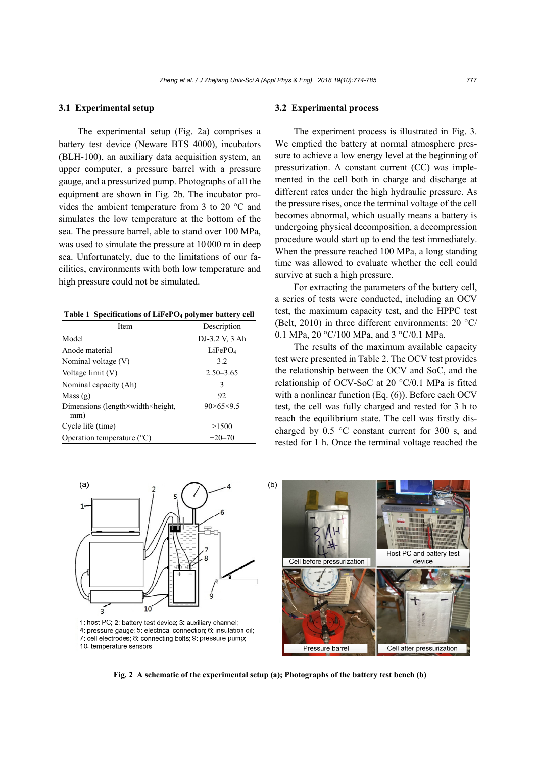### 3.1 Experimental setup

The experimental setup (Fig. 2a) comprises a battery test device (Neware BTS 4000), incubators (BLH-100), an auxiliary data acquisition system, an upper computer, a pressure barrel with a pressure gauge, and a pressurized pump. Photographs of all the equipment are shown in Fig. 2b. The incubator provides the ambient temperature from 3 to 20 °C and simulates the low temperature at the bottom of the sea. The pressure barrel, able to stand over 100 MPa, was used to simulate the pressure at 10 000 m in deep sea. Unfortunately, due to the limitations of our facilities, environments with both low temperature and high pressure could not be simulated.

**Table 1 Specifications of $LiFePO_4$ polymer battery cell**

| Item | Description |
| --- | --- |
| Model | DJ-3.2 V, 3 Ah |
| Anode material | $LiFePO_4$ |
| Nominal voltage (V) | 3.2 |
| Voltage limit (V) | 2.50–3.65 |
| Nominal capacity (Ah) | 3 |
| Mass (g) | 92 |
| Dimensions (length×width×height, mm) | 90×65×9.5 |
| Cycle life (time) | ≥1500 |
| Operation temperature (°C) | −20–70 |

### 3.2 Experimental process

The experiment process is illustrated in Fig. 3. We emptied the battery at normal atmosphere pressure to achieve a low energy level at the beginning of pressurization. A constant current (CC) was implemented in the cell both in charge and discharge at different rates under the high hydraulic pressure. As the pressure rises, once the terminal voltage of the cell becomes abnormal, which usually means a battery is undergoing physical decomposition, a decompression procedure would start up to end the test immediately. When the pressure reached 100 MPa, a long standing time was allowed to evaluate whether the cell could survive at such a high pressure.

For extracting the parameters of the battery cell, a series of tests were conducted, including an OCV test, the maximum capacity test, and the HPPC test (Belt, 2010) in three different environments: 20 °C/ 0.1 MPa, 20 °C/100 MPa, and 3 °C/0.1 MPa.

The results of the maximum available capacity test were presented in Table 2. The OCV test provides the relationship between the OCV and SoC, and the relationship of OCV-SoC at 20 °C/0.1 MPa is fitted with a nonlinear function (Eq. (6)). Before each OCV test, the cell was fully charged and rested for 3 h to reach the equilibrium state. The cell was firstly discharged by 0.5 °C constant current for 300 s, and rested for 1 h. Once the terminal voltage reached the

Fig. 2 A schematic of the experimental setup (a); Photographs of the battery test bench (b)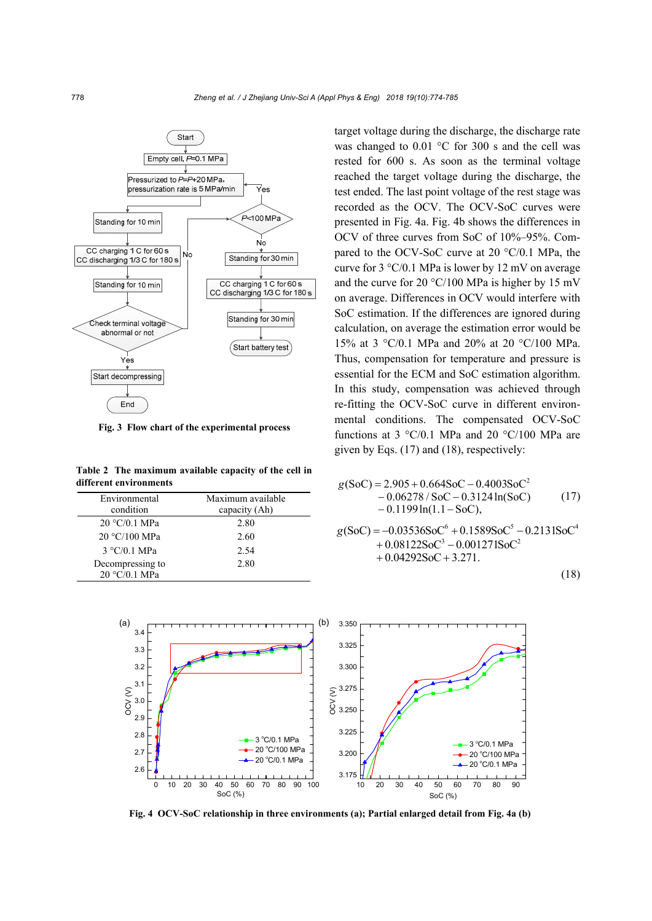Fig. 3 Flow chart of the experimental process

**Table 2 The maximum available capacity of the cell in different environments**

| Environmental condition | Maximum available capacity (Ah) |
|---|---|
| 20 °C/0.1 MPa | 2.80 |
| 20 °C/100 MPa | 2.60 |
| 3 °C/0.1 MPa | 2.54 |
| Decompressing to 20 °C/0.1 MPa | 2.80 |

target voltage during the discharge, the discharge rate was changed to 0.01 °C for 300 s and the cell was rested for 600 s. As soon as the terminal voltage reached the target voltage during the discharge, the test ended. The last point voltage of the rest stage was recorded as the OCV. The OCV-SoC curves were presented in Fig. 4a. Fig. 4b shows the differences in OCV of three curves from SoC of 10%–95%. Compared to the OCV-SoC curve at 20 °C/0.1 MPa, the curve for 3 °C/0.1 MPa is lower by 12 mV on average and the curve for 20 °C/100 MPa is higher by 15 mV on average. Differences in OCV would interfere with SoC estimation. If the differences are ignored during calculation, on average the estimation error would be 15% at 3 °C/0.1 MPa and 20% at 20 °C/100 MPa. Thus, compensation for temperature and pressure is essential for the ECM and SoC estimation algorithm. In this study, compensation was achieved through re-fitting the OCV-SoC curve in different environmental conditions. The compensated OCV-SoC functions at 3 °C/0.1 MPa and 20 °C/100 MPa are given by Eqs. (17) and (18), respectively:

$$g(\mathrm{SoC}) = 2.905 + 0.664\mathrm{SoC} - 0.4003\mathrm{SoC}^2 - 0.06278/\mathrm{SoC} - 0.3124\ln(\mathrm{SoC}) - 0.1199\ln(1.1-\mathrm{SoC}), \tag{17}$$

$$g(\mathrm{SoC}) = -0.03536\mathrm{SoC}^6 + 0.1589\mathrm{SoC}^5 - 0.2131\mathrm{SoC}^4 + 0.08122\mathrm{SoC}^3 - 0.001271\mathrm{SoC}^2 + 0.04292\mathrm{SoC} + 3.271. \tag{18}$$

Fig. 4 OCV-SoC relationship in three environments (a); Partial enlarged detail from Fig. 4a (b)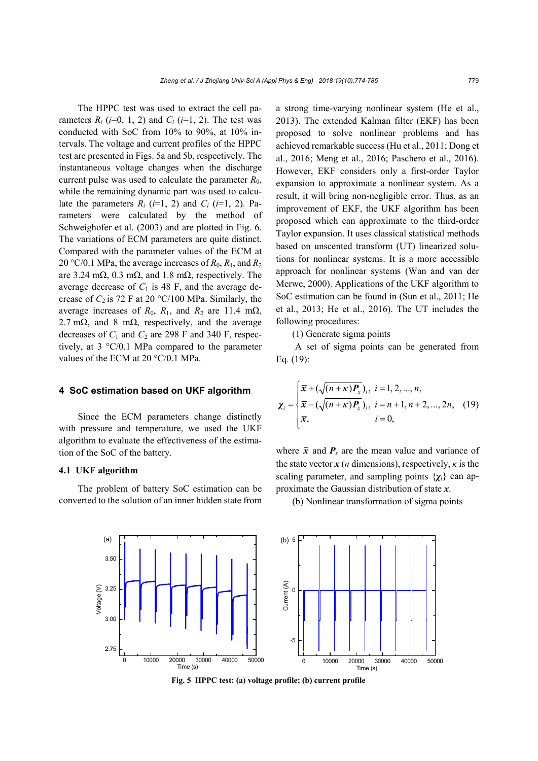The HPPC test was used to extract the cell parameters $R_i$ ($i$=0, 1, 2) and $C_i$ ($i$=1, 2). The test was conducted with SoC from 10% to 90%, at 10% intervals. The voltage and current profiles of the HPPC test are presented in Figs. 5a and 5b, respectively. The instantaneous voltage changes when the discharge current pulse was used to calculate the parameter $R_0$, while the remaining dynamic part was used to calculate the parameters $R_i$ ($i$=1, 2) and $C_i$ ($i$=1, 2). Parameters were calculated by the method of Schweighofer et al. (2003) and are plotted in Fig. 6. The variations of ECM parameters are quite distinct. Compared with the parameter values of the ECM at 20 °C/0.1 MPa, the average increases of $R_0$, $R_1$, and $R_2$ are 3.24 mΩ, 0.3 mΩ, and 1.8 mΩ, respectively. The average decrease of $C_1$ is 48 F, and the average decrease of $C_2$ is 72 F at 20 °C/100 MPa. Similarly, the average increases of $R_0$, $R_1$, and $R_2$ are 11.4 mΩ, 2.7 mΩ, and 8 mΩ, respectively, and the average decreases of $C_1$ and $C_2$ are 298 F and 340 F, respectively, at 3 °C/0.1 MPa compared to the parameter values of the ECM at 20 °C/0.1 MPa.

## 4 SoC estimation based on UKF algorithm

Since the ECM parameters change distinctly with pressure and temperature, we used the UKF algorithm to evaluate the effectiveness of the estimation of the SoC of the battery.

### 4.1 UKF algorithm

The problem of battery SoC estimation can be converted to the solution of an inner hidden state from a strong time-varying nonlinear system (He et al., 2013). The extended Kalman filter (EKF) has been proposed to solve nonlinear problems and has achieved remarkable success (Hu et al., 2011; Dong et al., 2016; Meng et al., 2016; Paschero et al., 2016). However, EKF considers only a first-order Taylor expansion to approximate a nonlinear system. As a result, it will bring non-negligible error. Thus, as an improvement of EKF, the UKF algorithm has been proposed which can approximate to the third-order Taylor expansion. It uses classical statistical methods based on unscented transform (UT) linearized solutions for nonlinear systems. It is a more accessible approach for nonlinear systems (Wan and van der Merwe, 2000). Applications of the UKF algorithm to SoC estimation can be found in (Sun et al., 2011; He et al., 2013; He et al., 2016). The UT includes the following procedures:

(1) Generate sigma points

A set of sigma points can be generated from Eq. (19):

$$\boldsymbol{\chi}_i = \begin{cases} \bar{\boldsymbol{x}} + (\sqrt{(n+\kappa)\boldsymbol{P}_x})_i, & i = 1, 2, ..., n, \\ \bar{\boldsymbol{x}} - (\sqrt{(n+\kappa)\boldsymbol{P}_x})_i, & i = n+1, n+2, ..., 2n, \\ \bar{\boldsymbol{x}}, & i = 0, \end{cases} \tag{19}$$

where $\bar{\boldsymbol{x}}$ and $\boldsymbol{P}_x$ are the mean value and variance of the state vector $\boldsymbol{x}$ ($n$ dimensions), respectively, $\kappa$ is the scaling parameter, and sampling points $\{\boldsymbol{\chi}_i\}$ can approximate the Gaussian distribution of state $\boldsymbol{x}$.

(b) Nonlinear transformation of sigma points

**Fig. 5 HPPC test: (a) voltage profile; (b) current profile**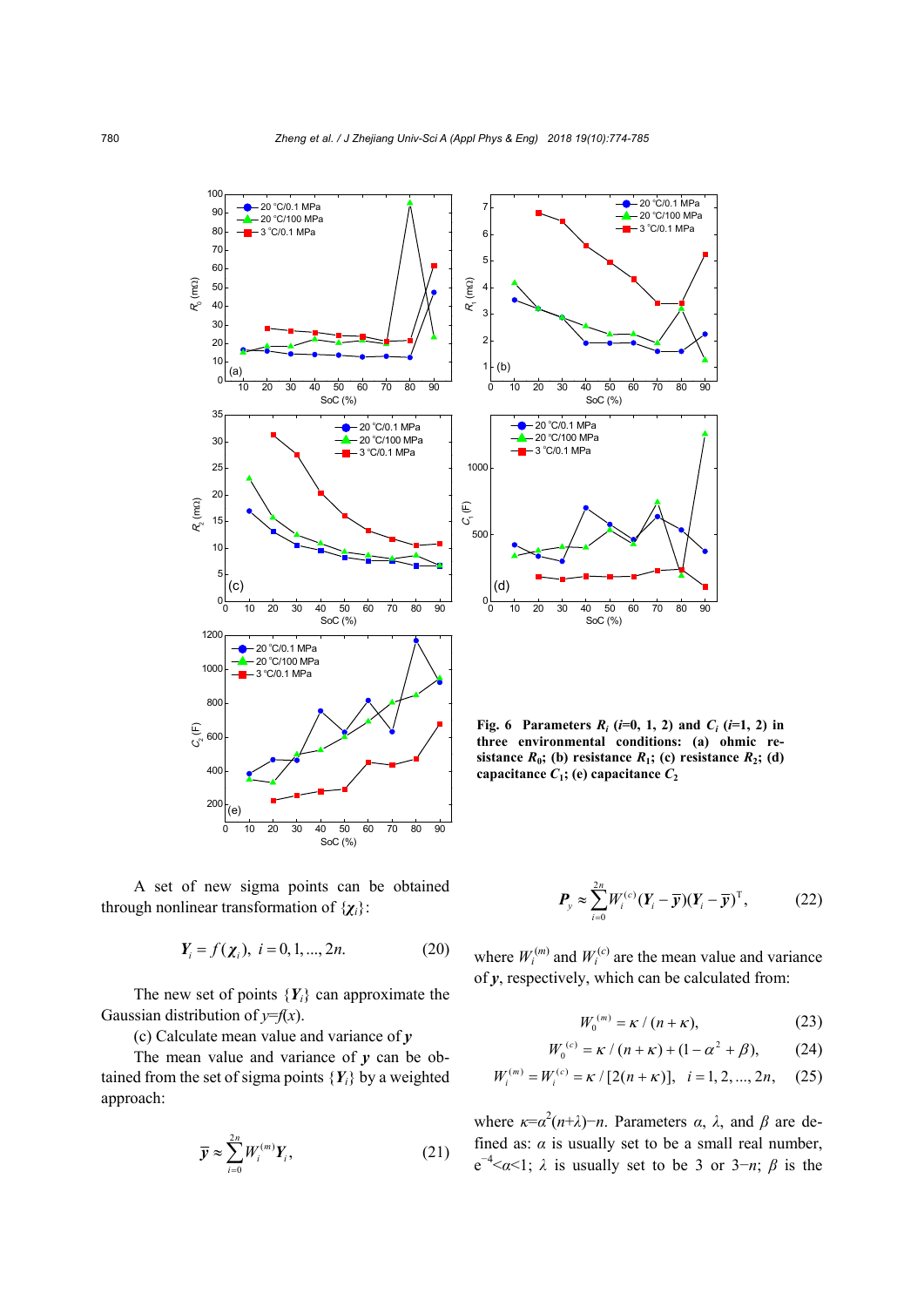Fig. 6 Parameters $R_i$ ($i$=0, 1, 2) and $C_i$ ($i$=1, 2) in three environmental conditions: (a) ohmic resistance $R_0$; (b) resistance $R_1$; (c) resistance $R_2$; (d) capacitance $C_1$; (e) capacitance $C_2$

A set of new sigma points can be obtained through nonlinear transformation of $\{\chi_i\}$:

$$Y_i = f(\chi_i),\ i = 0, 1, ..., 2n. \tag{20}$$

The new set of points $\{Y_i\}$ can approximate the Gaussian distribution of $y=f(x)$.

(c) Calculate mean value and variance of $\boldsymbol{y}$

The mean value and variance of $\boldsymbol{y}$ can be obtained from the set of sigma points $\{Y_i\}$ by a weighted approach:

$$\overline{\boldsymbol{y}} \approx \sum_{i=0}^{2n} W_i^{(m)} \boldsymbol{Y}_i, \tag{21}$$

$$\boldsymbol{P}_y \approx \sum_{i=0}^{2n} W_i^{(c)} (\boldsymbol{Y}_i - \overline{\boldsymbol{y}})(\boldsymbol{Y}_i - \overline{\boldsymbol{y}})^{\mathrm{T}}, \tag{22}$$

where $W_i^{(m)}$ and $W_i^{(c)}$ are the mean value and variance of $\boldsymbol{y}$, respectively, which can be calculated from:

$$W_0^{(m)} = \kappa / (n + \kappa), \tag{23}$$

$$W_0^{(c)} = \kappa / (n + \kappa) + (1 - \alpha^2 + \beta), \tag{24}$$

$$W_i^{(m)} = W_i^{(c)} = \kappa / [2(n + \kappa)],\quad i = 1, 2, ..., 2n, \tag{25}$$

where $\kappa=\alpha^2(n+\lambda)-n$. Parameters $\alpha$, $\lambda$, and $\beta$ are defined as: $\alpha$ is usually set to be a small real number, $e^{-4}<\alpha<1$; $\lambda$ is usually set to be 3 or $3-n$; $\beta$ is the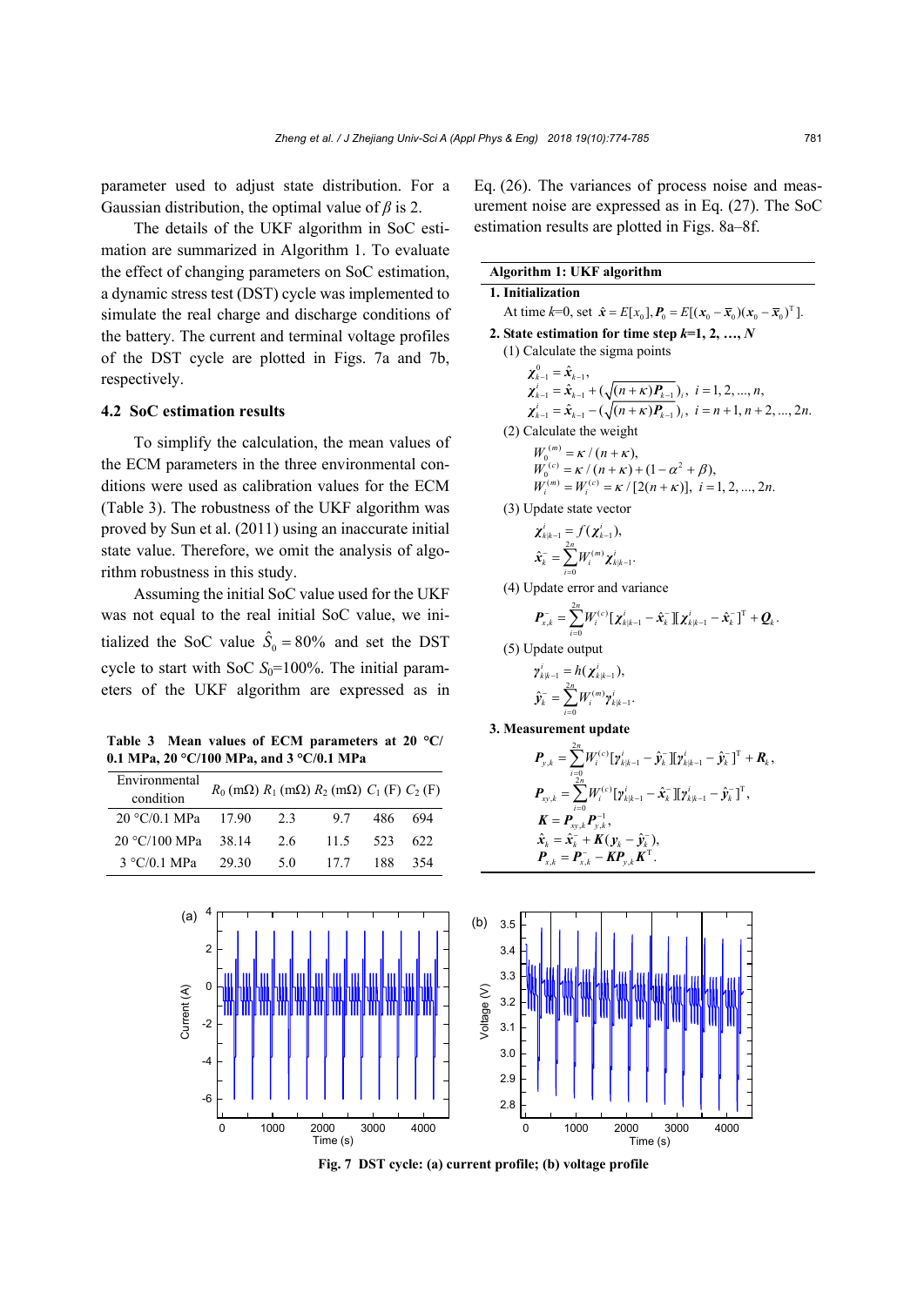parameter used to adjust state distribution. For a Gaussian distribution, the optimal value of $\beta$ is 2.

The details of the UKF algorithm in SoC estimation are summarized in Algorithm 1. To evaluate the effect of changing parameters on SoC estimation, a dynamic stress test (DST) cycle was implemented to simulate the real charge and discharge conditions of the battery. The current and terminal voltage profiles of the DST cycle are plotted in Figs. 7a and 7b, respectively.

## 4.2 SoC estimation results

To simplify the calculation, the mean values of the ECM parameters in the three environmental conditions were used as calibration values for the ECM (Table 3). The robustness of the UKF algorithm was proved by Sun et al. (2011) using an inaccurate initial state value. Therefore, we omit the analysis of algorithm robustness in this study.

Assuming the initial SoC value used for the UKF was not equal to the real initial SoC value, we initialized the SoC value $\hat{S}_0 = 80\%$ and set the DST cycle to start with SoC $S_0$=100%. The initial parameters of the UKF algorithm are expressed as in Eq. (26). The variances of process noise and measurement noise are expressed as in Eq. (27). The SoC estimation results are plotted in Figs. 8a–8f.

**Table 3 Mean values of ECM parameters at 20 °C/0.1 MPa, 20 °C/100 MPa, and 3 °C/0.1 MPa**

| Environmental condition | $R_0$ (mΩ) | $R_1$ (mΩ) | $R_2$ (mΩ) | $C_1$ (F) | $C_2$ (F) |
|---|---|---|---|---|---|
| 20 °C/0.1 MPa | 17.90 | 2.3 | 9.7 | 486 | 694 |
| 20 °C/100 MPa | 38.14 | 2.6 | 11.5 | 523 | 622 |
| 3 °C/0.1 MPa | 29.30 | 5.0 | 17.7 | 188 | 354 |

**Algorithm 1: UKF algorithm**

**1. Initialization**

At time $k$=0, set $\hat{\boldsymbol{x}} = E[\boldsymbol{x}_0], \boldsymbol{P}_0 = E[(\boldsymbol{x}_0 - \bar{\boldsymbol{x}}_0)(\boldsymbol{x}_0 - \bar{\boldsymbol{x}}_0)^{\mathrm{T}}]$.

**2. State estimation for time step $k$=1, 2, …, $N$**

(1) Calculate the sigma points

$$\boldsymbol{\chi}_{k-1}^0 = \hat{\boldsymbol{x}}_{k-1},$$
$$\boldsymbol{\chi}_{k-1}^i = \hat{\boldsymbol{x}}_{k-1} + (\sqrt{(n+\kappa)\boldsymbol{P}_{k-1}})_i, \ i = 1, 2, ..., n,$$
$$\boldsymbol{\chi}_{k-1}^i = \hat{\boldsymbol{x}}_{k-1} - (\sqrt{(n+\kappa)\boldsymbol{P}_{k-1}})_i, \ i = n+1, n+2, ..., 2n.$$

(2) Calculate the weight

$$W_0^{(m)} = \kappa / (n+\kappa),$$
$$W_0^{(c)} = \kappa / (n+\kappa) + (1 - \alpha^2 + \beta),$$
$$W_i^{(m)} = W_i^{(c)} = \kappa / [2(n+\kappa)], \ i = 1, 2, ..., 2n.$$

(3) Update state vector

$$\boldsymbol{\chi}_{k|k-1}^i = f(\boldsymbol{\chi}_{k-1}^i),$$
$$\hat{\boldsymbol{x}}_k^- = \sum_{i=0}^{2n} W_i^{(m)} \boldsymbol{\chi}_{k|k-1}^i.$$

(4) Update error and variance

$$\boldsymbol{P}_{x,k}^- = \sum_{i=0}^{2n} W_i^{(c)} [\boldsymbol{\chi}_{k|k-1}^i - \hat{\boldsymbol{x}}_k^-][\boldsymbol{\chi}_{k|k-1}^i - \hat{\boldsymbol{x}}_k^-]^{\mathrm{T}} + \boldsymbol{Q}_k.$$

(5) Update output

$$\boldsymbol{\gamma}_{k|k-1}^i = h(\boldsymbol{\chi}_{k|k-1}^i),$$
$$\hat{\boldsymbol{y}}_k^- = \sum_{i=0}^{2n} W_i^{(m)} \boldsymbol{\gamma}_{k|k-1}^i.$$

**3. Measurement update**

$$\boldsymbol{P}_{y,k} = \sum_{i=0}^{2n} W_i^{(c)} [\boldsymbol{\gamma}_{k|k-1}^i - \hat{\boldsymbol{y}}_k^-][\boldsymbol{\gamma}_{k|k-1}^i - \hat{\boldsymbol{y}}_k^-]^{\mathrm{T}} + \boldsymbol{R}_k,$$
$$\boldsymbol{P}_{xy,k} = \sum_{i=0}^{2n} W_i^{(c)} [\boldsymbol{\gamma}_{k|k-1}^i - \hat{\boldsymbol{x}}_k^-][\boldsymbol{\gamma}_{k|k-1}^i - \hat{\boldsymbol{y}}_k^-]^{\mathrm{T}},$$
$$\boldsymbol{K} = \boldsymbol{P}_{xy,k} \boldsymbol{P}_{y,k}^{-1},$$
$$\hat{\boldsymbol{x}}_k = \hat{\boldsymbol{x}}_k^- + \boldsymbol{K}(\boldsymbol{y}_k - \hat{\boldsymbol{y}}_k^-),$$
$$\boldsymbol{P}_{x,k} = \boldsymbol{P}_{x,k}^- - \boldsymbol{K}\boldsymbol{P}_{y,k}\boldsymbol{K}^{\mathrm{T}}.$$

**Fig. 7 DST cycle: (a) current profile; (b) voltage profile**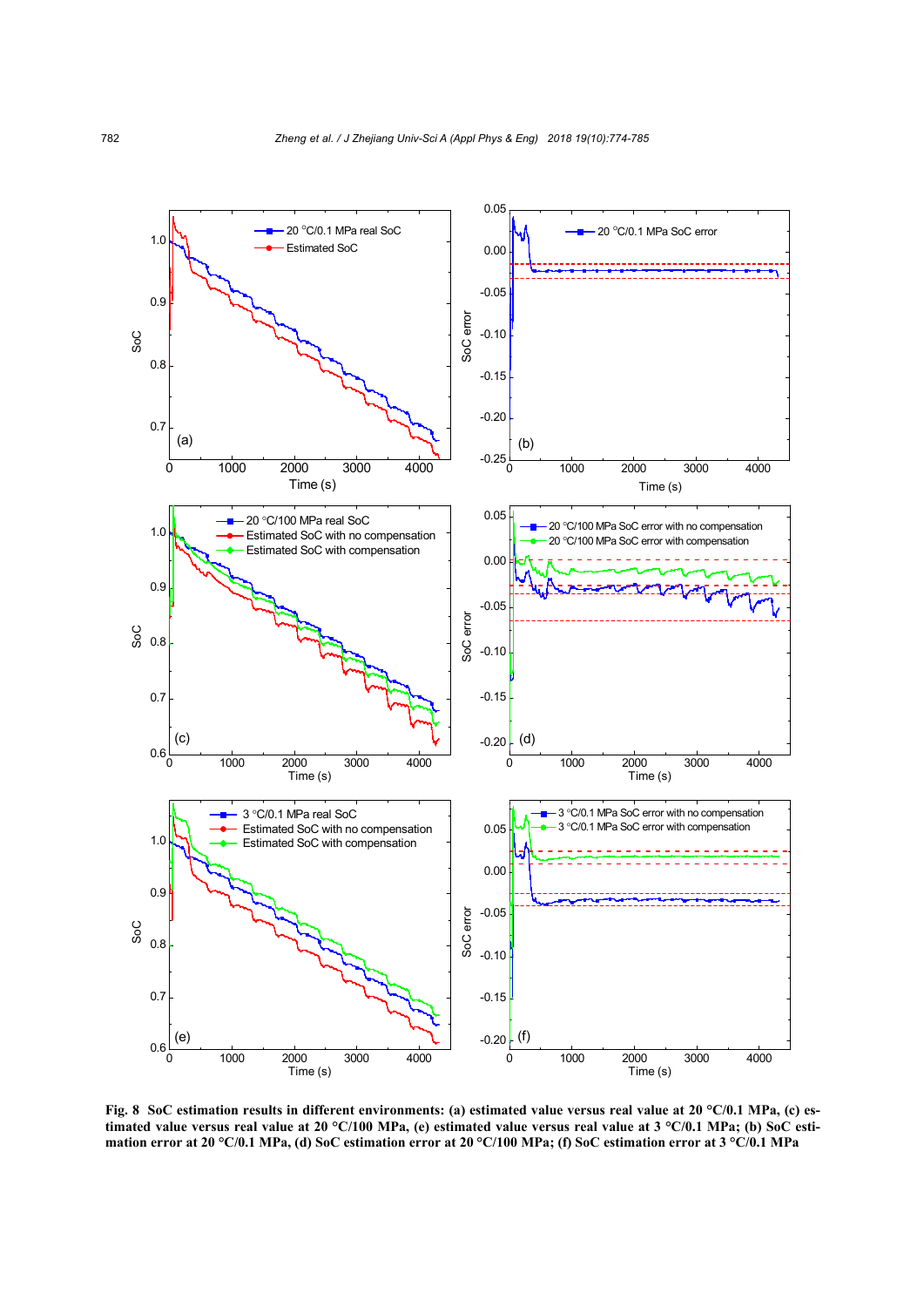**Fig. 8 SoC estimation results in different environments: (a) estimated value versus real value at 20 °C/0.1 MPa, (c) estimated value versus real value at 20 °C/100 MPa, (e) estimated value versus real value at 3 °C/0.1 MPa; (b) SoC estimation error at 20 °C/0.1 MPa, (d) SoC estimation error at 20 °C/100 MPa; (f) SoC estimation error at 3 °C/0.1 MPa**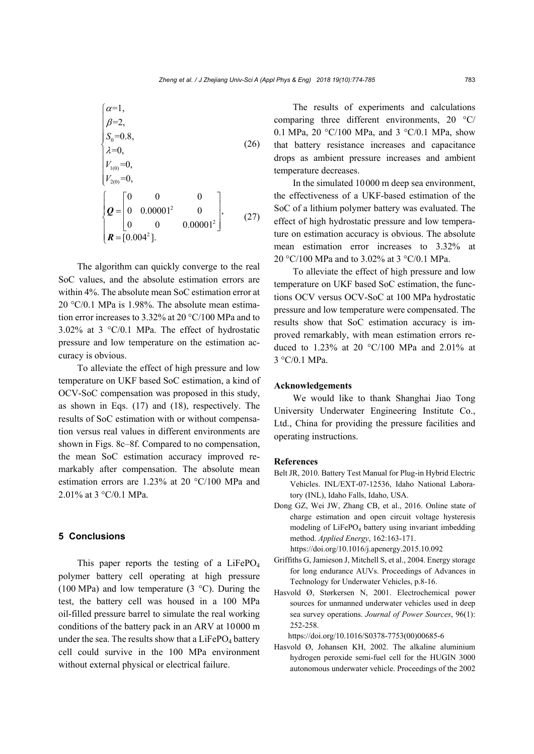$$\begin{cases} \alpha=1, \\ \beta=2, \\ S_0=0.8, \\ \lambda=0, \\ V_{1(0)}=0, \\ V_{2(0)}=0, \end{cases} \tag{26}$$

$$\begin{cases} \boldsymbol{Q}=\begin{bmatrix} 0 & 0 & 0 \\ 0 & 0.00001^2 & 0 \\ 0 & 0 & 0.00001^2 \end{bmatrix}, \\ \boldsymbol{R}=[0.004^2]. \end{cases} \tag{27}$$

The algorithm can quickly converge to the real SoC values, and the absolute estimation errors are within 4%. The absolute mean SoC estimation error at 20 °C/0.1 MPa is 1.98%. The absolute mean estimation error increases to 3.32% at 20 °C/100 MPa and to 3.02% at 3 °C/0.1 MPa. The effect of hydrostatic pressure and low temperature on the estimation accuracy is obvious.

To alleviate the effect of high pressure and low temperature on UKF based SoC estimation, a kind of OCV-SoC compensation was proposed in this study, as shown in Eqs. (17) and (18), respectively. The results of SoC estimation with or without compensation versus real values in different environments are shown in Figs. 8c–8f. Compared to no compensation, the mean SoC estimation accuracy improved remarkably after compensation. The absolute mean estimation errors are 1.23% at 20 °C/100 MPa and 2.01% at 3 °C/0.1 MPa.

## 5 Conclusions

This paper reports the testing of a $LiFePO_4$ polymer battery cell operating at high pressure (100 MPa) and low temperature (3 °C). During the test, the battery cell was housed in a 100 MPa oil-filled pressure barrel to simulate the real working conditions of the battery pack in an ARV at 10 000 m under the sea. The results show that a $LiFePO_4$ battery cell could survive in the 100 MPa environment without external physical or electrical failure.

The results of experiments and calculations comparing three different environments, 20 °C/0.1 MPa, 20 °C/100 MPa, and 3 °C/0.1 MPa, show that battery resistance increases and capacitance drops as ambient pressure increases and ambient temperature decreases.

In the simulated 10 000 m deep sea environment, the effectiveness of a UKF-based estimation of the SoC of a lithium polymer battery was evaluated. The effect of high hydrostatic pressure and low temperature on estimation accuracy is obvious. The absolute mean estimation error increases to 3.32% at 20 °C/100 MPa and to 3.02% at 3 °C/0.1 MPa.

To alleviate the effect of high pressure and low temperature on UKF based SoC estimation, the functions OCV versus OCV-SoC at 100 MPa hydrostatic pressure and low temperature were compensated. The results show that SoC estimation accuracy is improved remarkably, with mean estimation errors reduced to 1.23% at 20 °C/100 MPa and 2.01% at 3 °C/0.1 MPa.

### Acknowledgements

We would like to thank Shanghai Jiao Tong University Underwater Engineering Institute Co., Ltd., China for providing the pressure facilities and operating instructions.

### References

Belt JR, 2010. Battery Test Manual for Plug-in Hybrid Electric Vehicles. INL/EXT-07-12536, Idaho National Laboratory (INL), Idaho Falls, Idaho, USA.

Dong GZ, Wei JW, Zhang CB, et al., 2016. Online state of charge estimation and open circuit voltage hysteresis modeling of $LiFePO_4$ battery using invariant imbedding method. *Applied Energy*, 162:163-171. https://doi.org/10.1016/j.apenergy.2015.10.092

Griffiths G, Jamieson J, Mitchell S, et al., 2004. Energy storage for long endurance AUVs. Proceedings of Advances in Technology for Underwater Vehicles, p.8-16.

Hasvold Ø, Størkersen N, 2001. Electrochemical power sources for unmanned underwater vehicles used in deep sea survey operations. *Journal of Power Sources*, 96(1): 252-258. https://doi.org/10.1016/S0378-7753(00)00685-6

Hasvold Ø, Johansen KH, 2002. The alkaline aluminium hydrogen peroxide semi-fuel cell for the HUGIN 3000 autonomous underwater vehicle. Proceedings of the 2002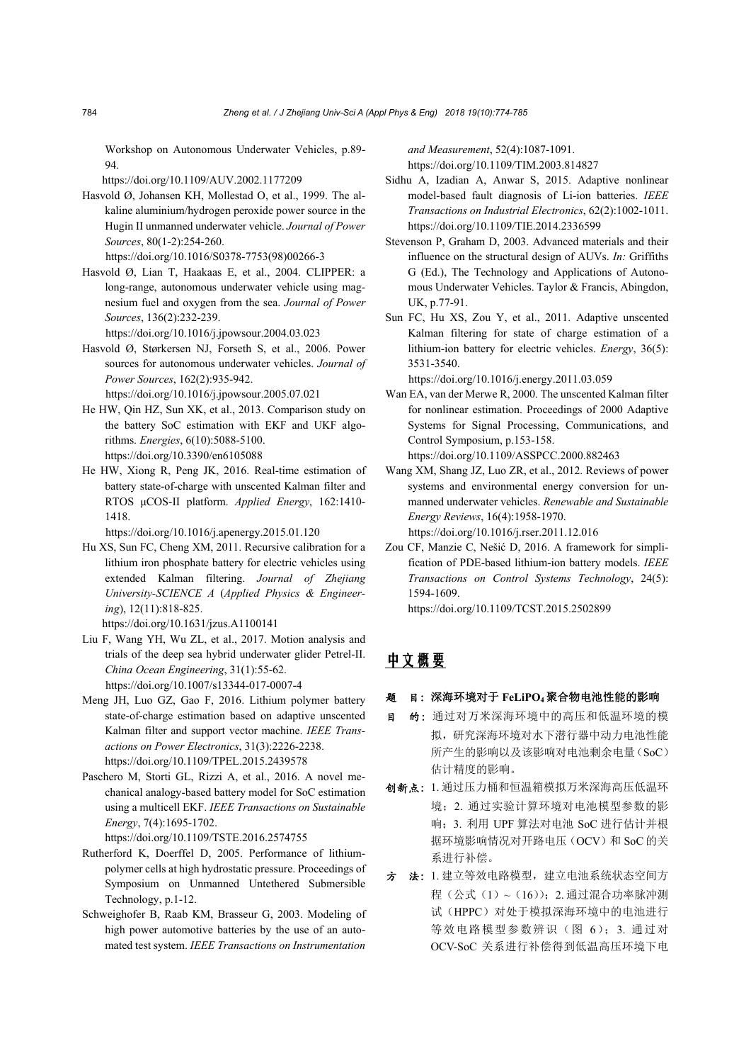Workshop on Autonomous Underwater Vehicles, p.89-94.
https://doi.org/10.1109/AUV.2002.1177209

Hasvold Ø, Johansen KH, Mollestad O, et al., 1999. The alkaline aluminium/hydrogen peroxide power source in the Hugin II unmanned underwater vehicle. *Journal of Power Sources*, 80(1-2):254-260.
https://doi.org/10.1016/S0378-7753(98)00266-3

Hasvold Ø, Lian T, Haakaas E, et al., 2004. CLIPPER: a long-range, autonomous underwater vehicle using magnesium fuel and oxygen from the sea. *Journal of Power Sources*, 136(2):232-239.
https://doi.org/10.1016/j.jpowsour.2004.03.023

Hasvold Ø, Størkersen NJ, Forseth S, et al., 2006. Power sources for autonomous underwater vehicles. *Journal of Power Sources*, 162(2):935-942.
https://doi.org/10.1016/j.jpowsour.2005.07.021

He HW, Qin HZ, Sun XK, et al., 2013. Comparison study on the battery SoC estimation with EKF and UKF algorithms. *Energies*, 6(10):5088-5100.
https://doi.org/10.3390/en6105088

He HW, Xiong R, Peng JK, 2016. Real-time estimation of battery state-of-charge with unscented Kalman filter and RTOS μCOS-II platform. *Applied Energy*, 162:1410-1418.
https://doi.org/10.1016/j.apenergy.2015.01.120

Hu XS, Sun FC, Cheng XM, 2011. Recursive calibration for a lithium iron phosphate battery for electric vehicles using extended Kalman filtering. *Journal of Zhejiang University-SCIENCE A* (*Applied Physics & Engineering*), 12(11):818-825.
https://doi.org/10.1631/jzus.A1100141

Liu F, Wang YH, Wu ZL, et al., 2017. Motion analysis and trials of the deep sea hybrid underwater glider Petrel-II. *China Ocean Engineering*, 31(1):55-62.
https://doi.org/10.1007/s13344-017-0007-4

Meng JH, Luo GZ, Gao F, 2016. Lithium polymer battery state-of-charge estimation based on adaptive unscented Kalman filter and support vector machine. *IEEE Transactions on Power Electronics*, 31(3):2226-2238.
https://doi.org/10.1109/TPEL.2015.2439578

Paschero M, Storti GL, Rizzi A, et al., 2016. A novel mechanical analogy-based battery model for SoC estimation using a multicell EKF. *IEEE Transactions on Sustainable Energy*, 7(4):1695-1702.
https://doi.org/10.1109/TSTE.2016.2574755

Rutherford K, Doerffel D, 2005. Performance of lithium-polymer cells at high hydrostatic pressure. Proceedings of Symposium on Unmanned Untethered Submersible Technology, p.1-12.

Schweighofer B, Raab KM, Brasseur G, 2003. Modeling of high power automotive batteries by the use of an automated test system. *IEEE Transactions on Instrumentation and Measurement*, 52(4):1087-1091.
https://doi.org/10.1109/TIM.2003.814827

Sidhu A, Izadian A, Anwar S, 2015. Adaptive nonlinear model-based fault diagnosis of Li-ion batteries. *IEEE Transactions on Industrial Electronics*, 62(2):1002-1011.
https://doi.org/10.1109/TIE.2014.2336599

Stevenson P, Graham D, 2003. Advanced materials and their influence on the structural design of AUVs. *In:* Griffiths G (Ed.), The Technology and Applications of Autonomous Underwater Vehicles. Taylor & Francis, Abingdon, UK, p.77-91.

Sun FC, Hu XS, Zou Y, et al., 2011. Adaptive unscented Kalman filtering for state of charge estimation of a lithium-ion battery for electric vehicles. *Energy*, 36(5):3531-3540.
https://doi.org/10.1016/j.energy.2011.03.059

Wan EA, van der Merwe R, 2000. The unscented Kalman filter for nonlinear estimation. Proceedings of 2000 Adaptive Systems for Signal Processing, Communications, and Control Symposium, p.153-158.
https://doi.org/10.1109/ASSPCC.2000.882463

Wang XM, Shang JZ, Luo ZR, et al., 2012. Reviews of power systems and environmental energy conversion for unmanned underwater vehicles. *Renewable and Sustainable Energy Reviews*, 16(4):1958-1970.
https://doi.org/10.1016/j.rser.2011.12.016

Zou CF, Manzie C, Nešić D, 2016. A framework for simplification of PDE-based lithium-ion battery models. *IEEE Transactions on Control Systems Technology*, 24(5):1594-1609.
https://doi.org/10.1109/TCST.2015.2502899

## 中文概要

**题　目：深海环境对于 $FeLiPO_4$ 聚合物电池性能的影响**

**目　的：** 通过对万米深海环境中的高压和低温环境的模拟，研究深海环境对水下潜行器中动力电池性能所产生的影响以及该影响对电池剩余电量（SoC）估计精度的影响。

**创新点：** 1. 通过压力桶和恒温箱模拟万米深海高压低温环境；2. 通过实验计算环境对电池模型参数的影响；3. 利用 UPF 算法对电池 SoC 进行估计并根据环境影响情况对开路电压（OCV）和 SoC 的关系进行补偿。

**方　法：** 1. 建立等效电路模型，建立电池系统状态空间方程（公式（1）～（16））；2. 通过混合功率脉冲测试（HPPC）对处于模拟深海环境中的电池进行等效电路模型参数辨识（图 6）；3. 通过对 OCV-SoC 关系进行补偿得到低温高压环境下电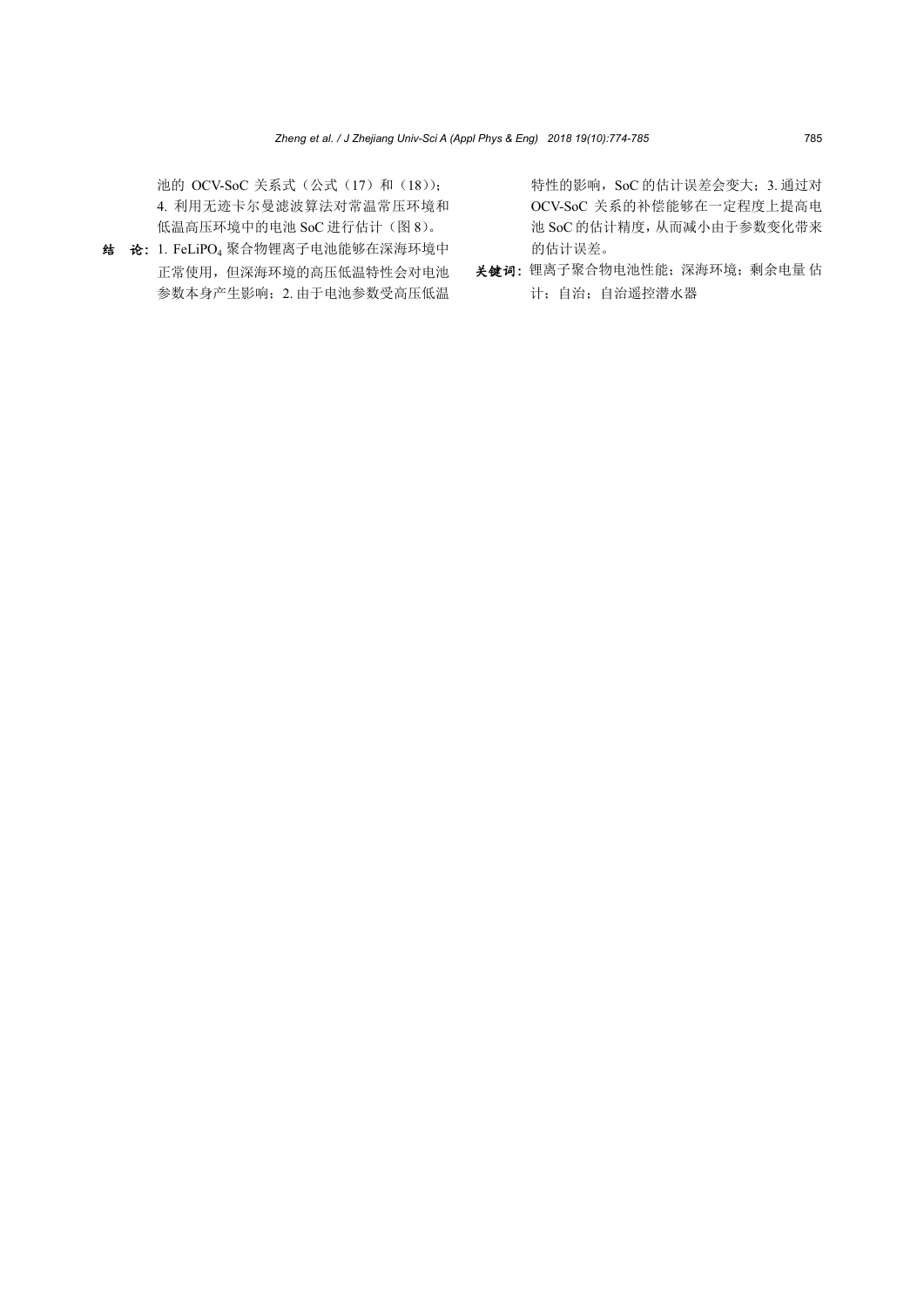池的 OCV-SoC 关系式（公式（17）和（18））；4. 利用无迹卡尔曼滤波算法对常温常压环境和低温高压环境中的电池 SoC 进行估计（图 8）。

**结　论：** 1. $FeLiPO_4$ 聚合物锂离子电池能够在深海环境中正常使用，但深海环境的高压低温特性会对电池参数本身产生影响；2. 由于电池参数受高压低温特性的影响，SoC 的估计误差会变大；3. 通过对 OCV-SoC 关系的补偿能够在一定程度上提高电池 SoC 的估计精度，从而减小由于参数变化带来的估计误差。

**关键词：** 锂离子聚合物电池性能；深海环境；剩余电量 估计；自治；自治遥控潜水器